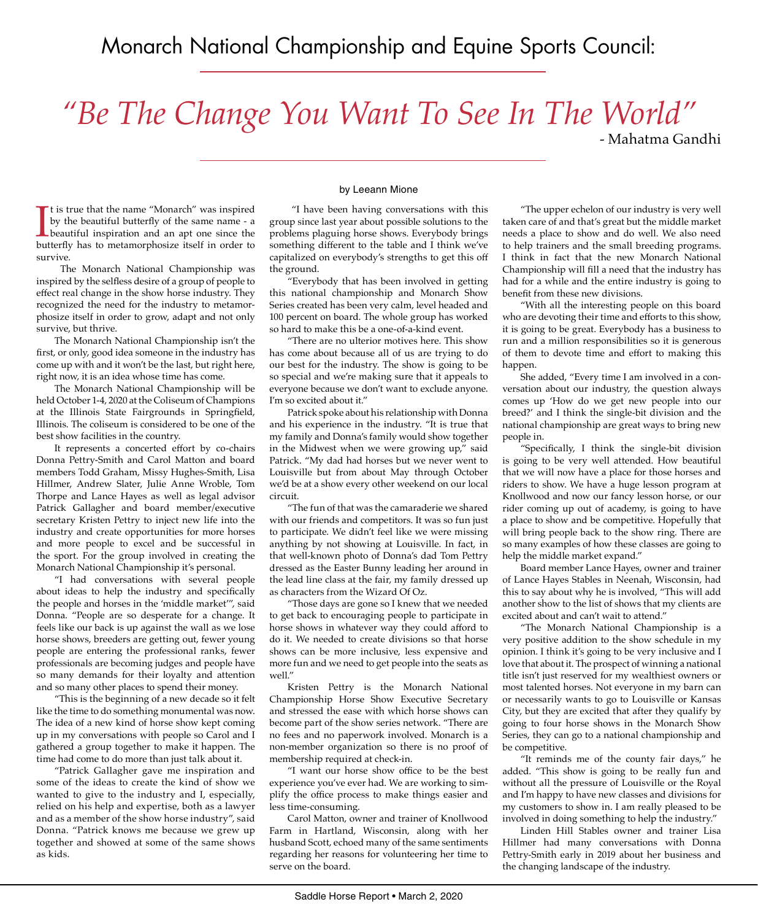# Monarch National Championship and Equine Sports Council:

## *"Be The Change You Want To See In The World"*

\- Mahatma Gandhi

by Leeann Mione

It is true that the name "Monarch" was inspired by the beautiful butterfly of the same name - a beautiful inspiration and an apt one since the butterfly has to metamorphosize itself in order to survive.

The Monarch National Championship was inspired by the selfless desire of a group of people to effect real change in the show horse industry. They recognized the need for the industry to metamorphosize itself in order to grow, adapt and not only survive, but thrive.

The Monarch National Championship isn't the first, or only, good idea someone in the industry has come up with and it won't be the last, but right here, right now, it is an idea whose time has come.

The Monarch National Championship will be held October 1-4, 2020 at the Coliseum of Champions at the Illinois State Fairgrounds in Springfield, Illinois. The coliseum is considered to be one of the best show facilities in the country.

It represents a concerted effort by co-chairs Donna Pettry-Smith and Carol Matton and board members Todd Graham, Missy Hughes-Smith, Lisa Hillmer, Andrew Slater, Julie Anne Wroble, Tom Thorpe and Lance Hayes as well as legal advisor Patrick Gallagher and board member/executive secretary Kristen Pettry to inject new life into the industry and create opportunities for more horses and more people to excel and be successful in the sport. For the group involved in creating the Monarch National Championship it's personal.

"I had conversations with several people about ideas to help the industry and specifically the people and horses in the 'middle market'", said Donna. "People are so desperate for a change. It feels like our back is up against the wall as we lose horse shows, breeders are getting out, fewer young people are entering the professional ranks, fewer professionals are becoming judges and people have so many demands for their loyalty and attention and so many other places to spend their money.

"This is the beginning of a new decade so it felt like the time to do something monumental was now. The idea of a new kind of horse show kept coming up in my conversations with people so Carol and I gathered a group together to make it happen. The time had come to do more than just talk about it.

"Patrick Gallagher gave me inspiration and some of the ideas to create the kind of show we wanted to give to the industry and I, especially, relied on his help and expertise, both as a lawyer and as a member of the show horse industry", said Donna. "Patrick knows me because we grew up together and showed at some of the same shows as kids.

"I have been having conversations with this group since last year about possible solutions to the problems plaguing horse shows. Everybody brings something different to the table and I think we've capitalized on everybody's strengths to get this off the ground.

"Everybody that has been involved in getting this national championship and Monarch Show Series created has been very calm, level headed and 100 percent on board. The whole group has worked so hard to make this be a one-of-a-kind event.

"There are no ulterior motives here. This show has come about because all of us are trying to do our best for the industry. The show is going to be so special and we're making sure that it appeals to everyone because we don't want to exclude anyone. I'm so excited about it."

Patrick spoke about his relationship with Donna and his experience in the industry. "It is true that my family and Donna's family would show together in the Midwest when we were growing up," said Patrick. "My dad had horses but we never went to Louisville but from about May through October we'd be at a show every other weekend on our local circuit.

"The fun of that was the camaraderie we shared with our friends and competitors. It was so fun just to participate. We didn't feel like we were missing anything by not showing at Louisville. In fact, in that well-known photo of Donna's dad Tom Pettry dressed as the Easter Bunny leading her around in the lead line class at the fair, my family dressed up as characters from the Wizard Of Oz.

"Those days are gone so I knew that we needed to get back to encouraging people to participate in horse shows in whatever way they could afford to do it. We needed to create divisions so that horse shows can be more inclusive, less expensive and more fun and we need to get people into the seats as well."

Kristen Pettry is the Monarch National Championship Horse Show Executive Secretary and stressed the ease with which horse shows can become part of the show series network. "There are no fees and no paperwork involved. Monarch is a non-member organization so there is no proof of membership required at check-in.

"I want our horse show office to be the best experience you've ever had. We are working to simplify the office process to make things easier and less time-consuming.

Carol Matton, owner and trainer of Knollwood Farm in Hartland, Wisconsin, along with her husband Scott, echoed many of the same sentiments regarding her reasons for volunteering her time to serve on the board.

"The upper echelon of our industry is very well taken care of and that's great but the middle market needs a place to show and do well. We also need to help trainers and the small breeding programs. I think in fact that the new Monarch National Championship will fill a need that the industry has had for a while and the entire industry is going to benefit from these new divisions.

"With all the interesting people on this board who are devoting their time and efforts to this show, it is going to be great. Everybody has a business to run and a million responsibilities so it is generous of them to devote time and effort to making this happen.

She added, "Every time I am involved in a conversation about our industry, the question always comes up 'How do we get new people into our breed?' and I think the single-bit division and the national championship are great ways to bring new people in.

"Specifically, I think the single-bit division is going to be very well attended. How beautiful that we will now have a place for those horses and riders to show. We have a huge lesson program at Knollwood and now our fancy lesson horse, or our rider coming up out of academy, is going to have a place to show and be competitive. Hopefully that will bring people back to the show ring. There are so many examples of how these classes are going to help the middle market expand."

Board member Lance Hayes, owner and trainer of Lance Hayes Stables in Neenah, Wisconsin, had this to say about why he is involved, "This will add another show to the list of shows that my clients are excited about and can't wait to attend."

"The Monarch National Championship is a very positive addition to the show schedule in my opinion. I think it's going to be very inclusive and I love that about it. The prospect of winning a national title isn't just reserved for my wealthiest owners or most talented horses. Not everyone in my barn can or necessarily wants to go to Louisville or Kansas City, but they are excited that after they qualify by going to four horse shows in the Monarch Show Series, they can go to a national championship and be competitive.

"It reminds me of the county fair days," he added. "This show is going to be really fun and without all the pressure of Louisville or the Royal and I'm happy to have new classes and divisions for my customers to show in. I am really pleased to be involved in doing something to help the industry."

Linden Hill Stables owner and trainer Lisa Hillmer had many conversations with Donna Pettry-Smith early in 2019 about her business and the changing landscape of the industry.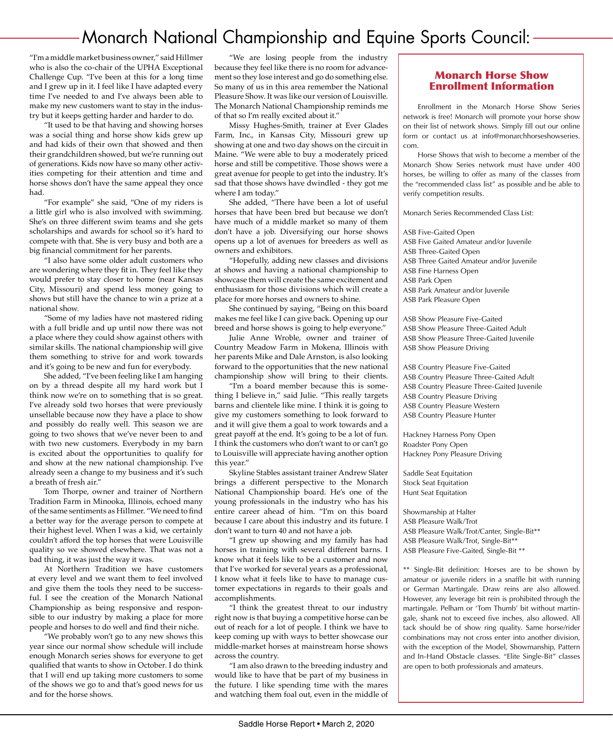# Monarch National Championship and Equine Sports Council:

"I'm a middle market business owner," said Hillmer who is also the co-chair of the UPHA Exceptional Challenge Cup. "I've been at this for a long time and I grew up in it. I feel like I have adapted every time I've needed to and I've always been able to make my new customers want to stay in the industry but it keeps getting harder and harder to do.

"It used to be that having and showing horses was a social thing and horse show kids grew up and had kids of their own that showed and then their grandchildren showed, but we're running out of generations. Kids now have so many other activities competing for their attention and time and horse shows don't have the same appeal they once had.

"For example" she said, "One of my riders is a little girl who is also involved with swimming. She's on three different swim teams and she gets scholarships and awards for school so it's hard to compete with that. She is very busy and both are a big financial commitment for her parents.

"I also have some older adult customers who are wondering where they fit in. They feel like they would prefer to stay closer to home (near Kansas City, Missouri) and spend less money going to shows but still have the chance to win a prize at a national show.

"Some of my ladies have not mastered riding with a full bridle and up until now there was not a place where they could show against others with similar skills. The national championship will give them something to strive for and work towards and it's going to be new and fun for everybody.

She added, "I've been feeling like I am hanging on by a thread despite all my hard work but I think now we're on to something that is so great. I've already sold two horses that were previously unsellable because now they have a place to show and possibly do really well. This season we are going to two shows that we've never been to and with two new customers. Everybody in my barn is excited about the opportunities to qualify for and show at the new national championship. I've already seen a change to my business and it's such a breath of fresh air."

Tom Thorpe, owner and trainer of Northern Tradition Farm in Minooka, Illinois, echoed many of the same sentiments as Hillmer. "We need to find a better way for the average person to compete at their highest level. When I was a kid, we certainly couldn't afford the top horses that were Louisville quality so we showed elsewhere. That was not a bad thing, it was just the way it was.

At Northern Tradition we have customers at every level and we want them to feel involved and give them the tools they need to be successful. I see the creation of the Monarch National Championship as being responsive and responsible to our industry by making a place for more people and horses to do well and find their niche.

"We probably won't go to any new shows this year since our normal show schedule will include enough Monarch series shows for everyone to get qualified that wants to show in October. I do think that I will end up taking more customers to some of the shows we go to and that's good news for us and for the horse shows.

"We are losing people from the industry because they feel like there is no room for advancement so they lose interest and go do something else. So many of us in this area remember the National Pleasure Show. It was like our version of Louisville. The Monarch National Championship reminds me of that so I'm really excited about it."

Missy Hughes-Smith, trainer at Ever Glades Farm, Inc., in Kansas City, Missouri grew up showing at one and two day shows on the circuit in Maine. "We were able to buy a moderately priced horse and still be competitive. Those shows were a great avenue for people to get into the industry. It's sad that those shows have dwindled - they got me where I am today."

She added, "There have been a lot of useful horses that have been bred but because we don't have much of a middle market so many of them don't have a job. Diversifying our horse shows opens up a lot of avenues for breeders as well as owners and exhibitors.

"Hopefully, adding new classes and divisions at shows and having a national championship to showcase them will create the same excitement and enthusiasm for those divisions which will create a place for more horses and owners to shine.

She continued by saying, "Being on this board makes me feel like I can give back. Opening up our breed and horse shows is going to help everyone."

Julie Anne Wroble, owner and trainer of Country Meadow Farm in Mokena, Illinois with her parents Mike and Dale Arnston, is also looking forward to the opportunities that the new national championship show will bring to their clients.

"I'm a board member because this is something I believe in," said Julie. "This really targets barns and clientele like mine. I think it is going to give my customers something to look forward to and it will give them a goal to work towards and a great payoff at the end. It's going to be a lot of fun. I think the customers who don't want to or can't go to Louisville will appreciate having another option this year."

Skyline Stables assistant trainer Andrew Slater brings a different perspective to the Monarch National Championship board. He's one of the young professionals in the industry who has his entire career ahead of him. "I'm on this board because I care about this industry and its future. I don't want to turn 40 and not have a job.

"I grew up showing and my family has had horses in training with several different barns. I know what it feels like to be a customer and now that I've worked for several years as a professional, I know what it feels like to have to manage customer expectations in regards to their goals and accomplishments.

"I think the greatest threat to our industry right now is that buying a competitive horse can be out of reach for a lot of people. I think we have to keep coming up with ways to better showcase our middle-market horses at mainstream horse shows across the country.

"I am also drawn to the breeding industry and would like to have that be part of my business in the future. I like spending time with the mares and watching them foal out, even in the middle of

## Monarch Horse Show Enrollment Information

Enrollment in the Monarch Horse Show Series network is free! Monarch will promote your horse show on their list of network shows. Simply fill out our online form or contact us at info@monarchhorseshowseries.com.

Horse Shows that wish to become a member of the Monarch Show Series network must have under 400 horses, be willing to offer as many of the classes from the "recommended class list" as possible and be able to verify competition results.

Monarch Series Recommended Class List:

ASB Five-Gaited Open
ASB Five Gaited Amateur and/or Juvenile
ASB Three-Gaited Open
ASB Three Gaited Amateur and/or Juvenile
ASB Fine Harness Open
ASB Park Open
ASB Park Amateur and/or Juvenile
ASB Park Pleasure Open

ASB Show Pleasure Five-Gaited
ASB Show Pleasure Three-Gaited Adult
ASB Show Pleasure Three-Gaited Juvenile
ASB Show Pleasure Driving

ASB Country Pleasure Five-Gaited
ASB Country Pleasure Three-Gaited Adult
ASB Country Pleasure Three-Gaited Juvenile
ASB Country Pleasure Driving
ASB Country Pleasure Western
ASB Country Pleasure Hunter

Hackney Harness Pony Open
Roadster Pony Open
Hackney Pony Pleasure Driving

Saddle Seat Equitation
Stock Seat Equitation
Hunt Seat Equitation

Showmanship at Halter
ASB Pleasure Walk/Trot
ASB Pleasure Walk/Trot/Canter, Single-Bit**
ASB Pleasure Walk/Trot, Single-Bit**
ASB Pleasure Five-Gaited, Single-Bit **

** Single-Bit definition: Horses are to be shown by amateur or juvenile riders in a snaffle bit with running or German Martingale. Draw reins are also allowed. However, any leverage bit rein is prohibited through the martingale. Pelham or 'Tom Thumb' bit without martingale, shank not to exceed five inches, also allowed. All tack should be of show ring quality. Same horse/rider combinations may not cross enter into another division, with the exception of the Model, Showmanship, Pattern and In-Hand Obstacle classes. "Elite Single-Bit" classes are open to both professionals and amateurs.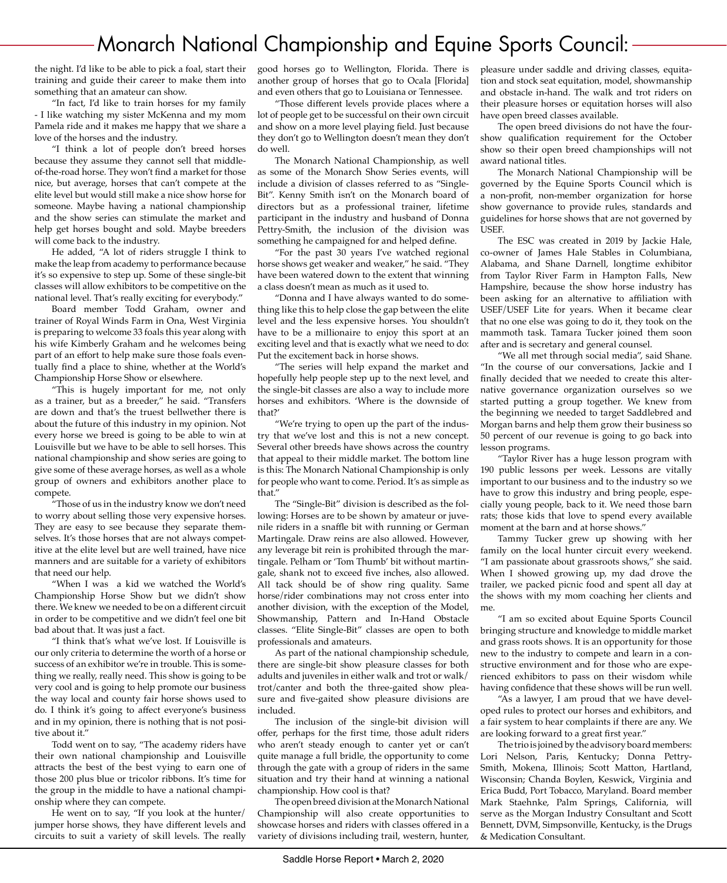# Monarch National Championship and Equine Sports Council:

the night. I'd like to be able to pick a foal, start their training and guide their career to make them into something that an amateur can show.

"In fact, I'd like to train horses for my family - I like watching my sister McKenna and my mom Pamela ride and it makes me happy that we share a love of the horses and the industry.

"I think a lot of people don't breed horses because they assume they cannot sell that middle-of-the-road horse. They won't find a market for those nice, but average, horses that can't compete at the elite level but would still make a nice show horse for someone. Maybe having a national championship and the show series can stimulate the market and help get horses bought and sold. Maybe breeders will come back to the industry.

He added, "A lot of riders struggle I think to make the leap from academy to performance because it's so expensive to step up. Some of these single-bit classes will allow exhibitors to be competitive on the national level. That's really exciting for everybody."

Board member Todd Graham, owner and trainer of Royal Winds Farm in Ona, West Virginia is preparing to welcome 33 foals this year along with his wife Kimberly Graham and he welcomes being part of an effort to help make sure those foals eventually find a place to shine, whether at the World's Championship Horse Show or elsewhere.

"This is hugely important for me, not only as a trainer, but as a breeder," he said. "Transfers are down and that's the truest bellwether there is about the future of this industry in my opinion. Not every horse we breed is going to be able to win at Louisville but we have to be able to sell horses. This national championship and show series are going to give some of these average horses, as well as a whole group of owners and exhibitors another place to compete.

"Those of us in the industry know we don't need to worry about selling those very expensive horses. They are easy to see because they separate themselves. It's those horses that are not always competitive at the elite level but are well trained, have nice manners and are suitable for a variety of exhibitors that need our help.

"When I was a kid we watched the World's Championship Horse Show but we didn't show there. We knew we needed to be on a different circuit in order to be competitive and we didn't feel one bit bad about that. It was just a fact.

"I think that's what we've lost. If Louisville is our only criteria to determine the worth of a horse or success of an exhibitor we're in trouble. This is something we really, really need. This show is going to be very cool and is going to help promote our business the way local and county fair horse shows used to do. I think it's going to affect everyone's business and in my opinion, there is nothing that is not positive about it."

Todd went on to say, "The academy riders have their own national championship and Louisville attracts the best of the best vying to earn one of those 200 plus blue or tricolor ribbons. It's time for the group in the middle to have a national championship where they can compete.

He went on to say, "If you look at the hunter/jumper horse shows, they have different levels and circuits to suit a variety of skill levels. The really good horses go to Wellington, Florida. There is another group of horses that go to Ocala [Florida] and even others that go to Louisiana or Tennessee.

"Those different levels provide places where a lot of people get to be successful on their own circuit and show on a more level playing field. Just because they don't go to Wellington doesn't mean they don't do well.

The Monarch National Championship, as well as some of the Monarch Show Series events, will include a division of classes referred to as "Single-Bit". Kenny Smith isn't on the Monarch board of directors but as a professional trainer, lifetime participant in the industry and husband of Donna Pettry-Smith, the inclusion of the division was something he campaigned for and helped define.

"For the past 30 years I've watched regional horse shows get weaker and weaker," he said. "They have been watered down to the extent that winning a class doesn't mean as much as it used to.

"Donna and I have always wanted to do something like this to help close the gap between the elite level and the less expensive horses. You shouldn't have to be a millionaire to enjoy this sport at an exciting level and that is exactly what we need to do: Put the excitement back in horse shows.

"The series will help expand the market and hopefully help people step up to the next level, and the single-bit classes are also a way to include more horses and exhibitors. 'Where is the downside of that?'

"We're trying to open up the part of the industry that we've lost and this is not a new concept. Several other breeds have shows across the country that appeal to their middle market. The bottom line is this: The Monarch National Championship is only for people who want to come. Period. It's as simple as that."

The "Single-Bit" division is described as the following: Horses are to be shown by amateur or juvenile riders in a snaffle bit with running or German Martingale. Draw reins are also allowed. However, any leverage bit rein is prohibited through the martingale. Pelham or 'Tom Thumb' bit without martingale, shank not to exceed five inches, also allowed. All tack should be of show ring quality. Same horse/rider combinations may not cross enter into another division, with the exception of the Model, Showmanship, Pattern and In-Hand Obstacle classes. "Elite Single-Bit" classes are open to both professionals and amateurs.

As part of the national championship schedule, there are single-bit show pleasure classes for both adults and juveniles in either walk and trot or walk/trot/canter and both the three-gaited show pleasure and five-gaited show pleasure divisions are included.

The inclusion of the single-bit division will offer, perhaps for the first time, those adult riders who aren't steady enough to canter yet or can't quite manage a full bridle, the opportunity to come through the gate with a group of riders in the same situation and try their hand at winning a national championship. How cool is that?

The open breed division at the Monarch National Championship will also create opportunities to showcase horses and riders with classes offered in a variety of divisions including trail, western, hunter, pleasure under saddle and driving classes, equitation and stock seat equitation, model, showmanship and obstacle in-hand. The walk and trot riders on their pleasure horses or equitation horses will also have open breed classes available.

The open breed divisions do not have the four-show qualification requirement for the October show so their open breed championships will not award national titles.

The Monarch National Championship will be governed by the Equine Sports Council which is a non-profit, non-member organization for horse show governance to provide rules, standards and guidelines for horse shows that are not governed by USEF.

The ESC was created in 2019 by Jackie Hale, co-owner of James Hale Stables in Columbiana, Alabama, and Shane Darnell, longtime exhibitor from Taylor River Farm in Hampton Falls, New Hampshire, because the show horse industry has been asking for an alternative to affiliation with USEF/USEF Lite for years. When it became clear that no one else was going to do it, they took on the mammoth task. Tamara Tucker joined them soon after and is secretary and general counsel.

"We all met through social media", said Shane. "In the course of our conversations, Jackie and I finally decided that we needed to create this alternative governance organization ourselves so we started putting a group together. We knew from the beginning we needed to target Saddlebred and Morgan barns and help them grow their business so 50 percent of our revenue is going to go back into lesson programs.

"Taylor River has a huge lesson program with 190 public lessons per week. Lessons are vitally important to our business and to the industry so we have to grow this industry and bring people, especially young people, back to it. We need those barn rats; those kids that love to spend every available moment at the barn and at horse shows."

Tammy Tucker grew up showing with her family on the local hunter circuit every weekend. "I am passionate about grassroots shows," she said. When I showed growing up, my dad drove the trailer, we packed picnic food and spent all day at the shows with my mom coaching her clients and me.

"I am so excited about Equine Sports Council bringing structure and knowledge to middle market and grass roots shows. It is an opportunity for those new to the industry to compete and learn in a constructive environment and for those who are experienced exhibitors to pass on their wisdom while having confidence that these shows will be run well.

"As a lawyer, I am proud that we have developed rules to protect our horses and exhibitors, and a fair system to hear complaints if there are any. We are looking forward to a great first year."

The trio is joined by the advisory board members: Lori Nelson, Paris, Kentucky; Donna Pettry-Smith, Mokena, Illinois; Scott Matton, Hartland, Wisconsin; Chanda Boylen, Keswick, Virginia and Erica Budd, Port Tobacco, Maryland. Board member Mark Staehnke, Palm Springs, California, will serve as the Morgan Industry Consultant and Scott Bennett, DVM, Simpsonville, Kentucky, is the Drugs & Medication Consultant.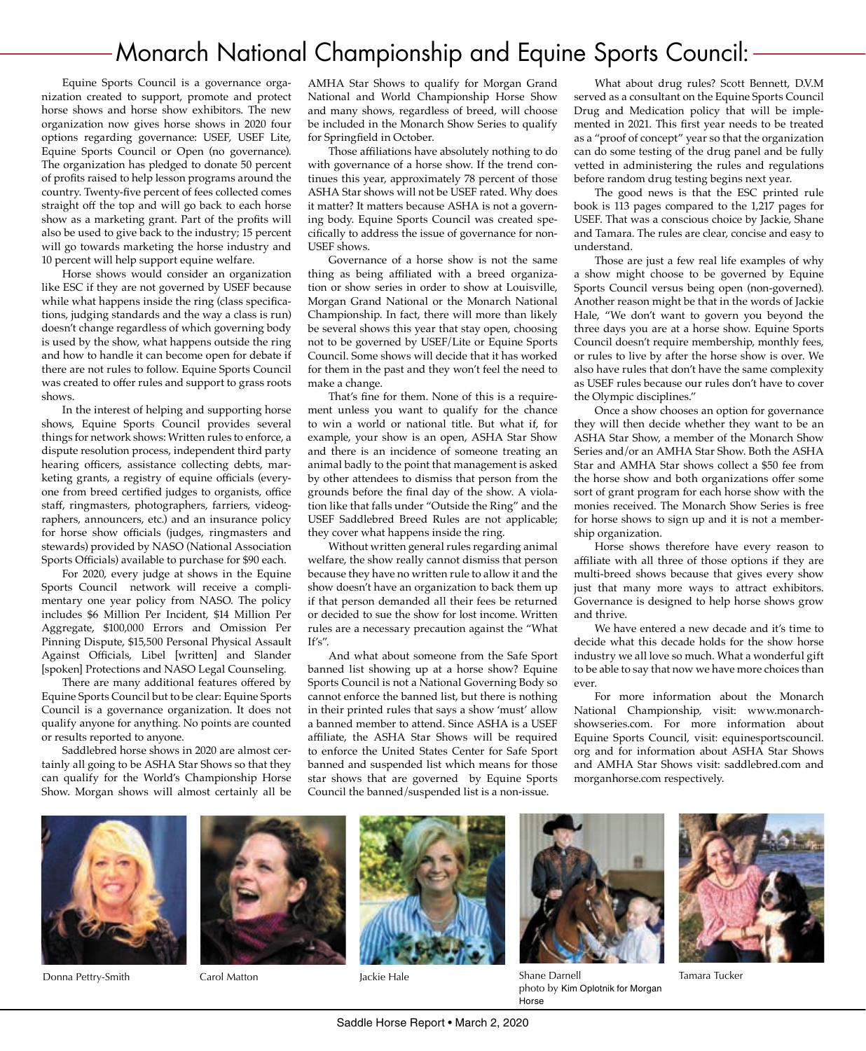# Monarch National Championship and Equine Sports Council:

Equine Sports Council is a governance organization created to support, promote and protect horse shows and horse show exhibitors. The new organization now gives horse shows in 2020 four options regarding governance: USEF, USEF Lite, Equine Sports Council or Open (no governance). The organization has pledged to donate 50 percent of profits raised to help lesson programs around the country. Twenty-five percent of fees collected comes straight off the top and will go back to each horse show as a marketing grant. Part of the profits will also be used to give back to the industry; 15 percent will go towards marketing the horse industry and 10 percent will help support equine welfare.

Horse shows would consider an organization like ESC if they are not governed by USEF because while what happens inside the ring (class specifications, judging standards and the way a class is run) doesn't change regardless of which governing body is used by the show, what happens outside the ring and how to handle it can become open for debate if there are not rules to follow. Equine Sports Council was created to offer rules and support to grass roots shows.

In the interest of helping and supporting horse shows, Equine Sports Council provides several things for network shows: Written rules to enforce, a dispute resolution process, independent third party hearing officers, assistance collecting debts, marketing grants, a registry of equine officials (everyone from breed certified judges to organists, office staff, ringmasters, photographers, farriers, videographers, announcers, etc.) and an insurance policy for horse show officials (judges, ringmasters and stewards) provided by NASO (National Association Sports Officials) available to purchase for $90 each.

For 2020, every judge at shows in the Equine Sports Council network will receive a complimentary one year policy from NASO. The policy includes $6 Million Per Incident, $14 Million Per Aggregate, $100,000 Errors and Omission Per Pinning Dispute, $15,500 Personal Physical Assault Against Officials, Libel [written] and Slander [spoken] Protections and NASO Legal Counseling.

There are many additional features offered by Equine Sports Council but to be clear: Equine Sports Council is a governance organization. It does not qualify anyone for anything. No points are counted or results reported to anyone.

Saddlebred horse shows in 2020 are almost certainly all going to be ASHA Star Shows so that they can qualify for the World's Championship Horse Show. Morgan shows will almost certainly all be AMHA Star Shows to qualify for Morgan Grand National and World Championship Horse Show and many shows, regardless of breed, will choose be included in the Monarch Show Series to qualify for Springfield in October.

Those affiliations have absolutely nothing to do with governance of a horse show. If the trend continues this year, approximately 78 percent of those ASHA Star shows will not be USEF rated. Why does it matter? It matters because ASHA is not a governing body. Equine Sports Council was created specifically to address the issue of governance for non-USEF shows.

Governance of a horse show is not the same thing as being affiliated with a breed organization or show series in order to show at Louisville, Morgan Grand National or the Monarch National Championship. In fact, there will more than likely be several shows this year that stay open, choosing not to be governed by USEF/Lite or Equine Sports Council. Some shows will decide that it has worked for them in the past and they won't feel the need to make a change.

That's fine for them. None of this is a requirement unless you want to qualify for the chance to win a world or national title. But what if, for example, your show is an open, ASHA Star Show and there is an incidence of someone treating an animal badly to the point that management is asked by other attendees to dismiss that person from the grounds before the final day of the show. A violation like that falls under "Outside the Ring" and the USEF Saddlebred Breed Rules are not applicable; they cover what happens inside the ring.

Without written general rules regarding animal welfare, the show really cannot dismiss that person because they have no written rule to allow it and the show doesn't have an organization to back them up if that person demanded all their fees be returned or decided to sue the show for lost income. Written rules are a necessary precaution against the "What If's".

And what about someone from the Safe Sport banned list showing up at a horse show? Equine Sports Council is not a National Governing Body so cannot enforce the banned list, but there is nothing in their printed rules that says a show 'must' allow a banned member to attend. Since ASHA is a USEF affiliate, the ASHA Star Shows will be required to enforce the United States Center for Safe Sport banned and suspended list which means for those star shows that are governed by Equine Sports Council the banned/suspended list is a non-issue.

What about drug rules? Scott Bennett, D.V.M served as a consultant on the Equine Sports Council Drug and Medication policy that will be implemented in 2021. This first year needs to be treated as a "proof of concept" year so that the organization can do some testing of the drug panel and be fully vetted in administering the rules and regulations before random drug testing begins next year.

The good news is that the ESC printed rule book is 113 pages compared to the 1,217 pages for USEF. That was a conscious choice by Jackie, Shane and Tamara. The rules are clear, concise and easy to understand.

Those are just a few real life examples of why a show might choose to be governed by Equine Sports Council versus being open (non-governed). Another reason might be that in the words of Jackie Hale, "We don't want to govern you beyond the three days you are at a horse show. Equine Sports Council doesn't require membership, monthly fees, or rules to live by after the horse show is over. We also have rules that don't have the same complexity as USEF rules because our rules don't have to cover the Olympic disciplines."

Once a show chooses an option for governance they will then decide whether they want to be an ASHA Star Show, a member of the Monarch Show Series and/or an AMHA Star Show. Both the ASHA Star and AMHA Star shows collect a $50 fee from the horse show and both organizations offer some sort of grant program for each horse show with the monies received. The Monarch Show Series is free for horse shows to sign up and it is not a membership organization.

Horse shows therefore have every reason to affiliate with all three of those options if they are multi-breed shows because that gives every show just that many more ways to attract exhibitors. Governance is designed to help horse shows grow and thrive.

We have entered a new decade and it's time to decide what this decade holds for the show horse industry we all love so much. What a wonderful gift to be able to say that now we have more choices than ever.

For more information about the Monarch National Championship, visit: www.monarchshowseries.com. For more information about Equine Sports Council, visit: equinesportscouncil.org and for information about ASHA Star Shows and AMHA Star Shows visit: saddlebred.com and morganhorse.com respectively.

Donna Pettry-Smith

Carol Matton

Jackie Hale

Shane Darnell
photo by Kim Oplotnik for Morgan Horse

Tamara Tucker